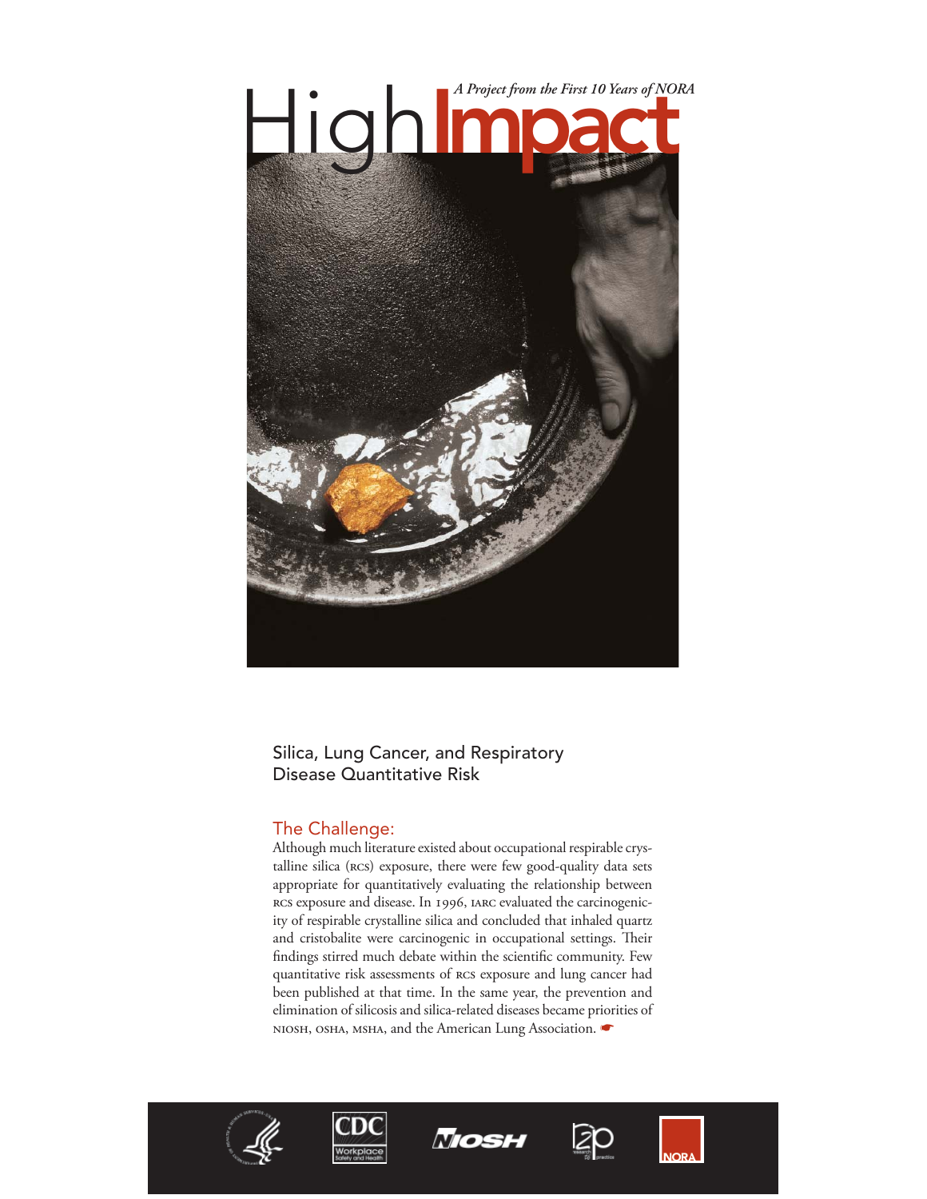# High Impact

*A Project from the First 10 Years of NORA*

## Silica, Lung Cancer, and Respiratory Disease Quantitative Risk

### The Challenge:

Although much literature existed about occupational respirable crystalline silica (RCS) exposure, there were few good-quality data sets appropriate for quantitatively evaluating the relationship between RCS exposure and disease. In 1996, IARC evaluated the carcinogenicity of respirable crystalline silica and concluded that inhaled quartz and cristobalite were carcinogenic in occupational settings. Their findings stirred much debate within the scientific community. Few quantitative risk assessments of RCS exposure and lung cancer had been published at that time. In the same year, the prevention and elimination of silicosis and silica-related diseases became priorities of NIOSH, OSHA, MSHA, and the American Lung Association. ☛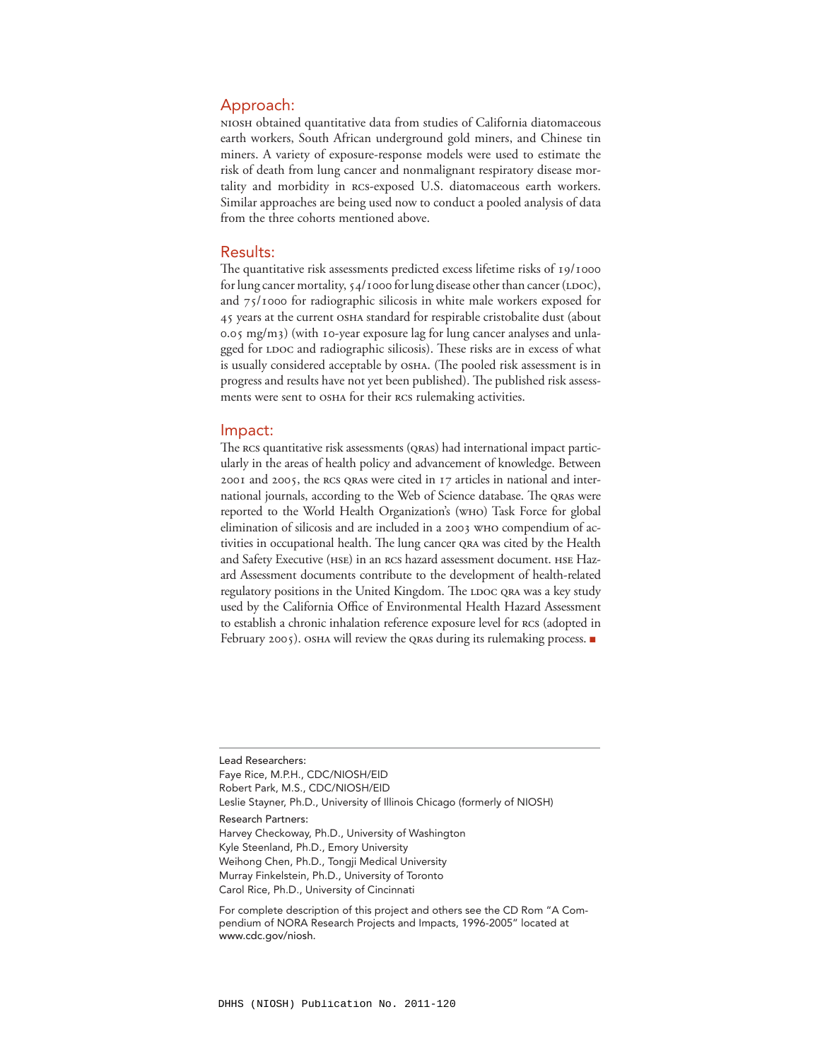## Approach:

NIOSH obtained quantitative data from studies of California diatomaceous earth workers, South African underground gold miners, and Chinese tin miners. A variety of exposure-response models were used to estimate the risk of death from lung cancer and nonmalignant respiratory disease mortality and morbidity in RCS-exposed U.S. diatomaceous earth workers. Similar approaches are being used now to conduct a pooled analysis of data from the three cohorts mentioned above.

## Results:

The quantitative risk assessments predicted excess lifetime risks of 19/1000 for lung cancer mortality, 54/1000 for lung disease other than cancer (LDOC), and 75/1000 for radiographic silicosis in white male workers exposed for 45 years at the current OSHA standard for respirable cristobalite dust (about 0.05 mg/m3) (with 10-year exposure lag for lung cancer analyses and unlagged for LDOC and radiographic silicosis). These risks are in excess of what is usually considered acceptable by OSHA. (The pooled risk assessment is in progress and results have not yet been published). The published risk assessments were sent to OSHA for their RCS rulemaking activities.

## Impact:

The RCS quantitative risk assessments (QRAS) had international impact particularly in the areas of health policy and advancement of knowledge. Between 2001 and 2005, the RCS QRAS were cited in 17 articles in national and international journals, according to the Web of Science database. The QRAS were reported to the World Health Organization's (WHO) Task Force for global elimination of silicosis and are included in a 2003 WHO compendium of activities in occupational health. The lung cancer QRA was cited by the Health and Safety Executive (HSE) in an RCS hazard assessment document. HSE Hazard Assessment documents contribute to the development of health-related regulatory positions in the United Kingdom. The LDOC QRA was a key study used by the California Office of Environmental Health Hazard Assessment to establish a chronic inhalation reference exposure level for RCS (adopted in February 2005). OSHA will review the QRAS during its rulemaking process. ■

---

Lead Researchers:
Faye Rice, M.P.H., CDC/NIOSH/EID
Robert Park, M.S., CDC/NIOSH/EID
Leslie Stayner, Ph.D., University of Illinois Chicago (formerly of NIOSH)

Research Partners:
Harvey Checkoway, Ph.D., University of Washington
Kyle Steenland, Ph.D., Emory University
Weihong Chen, Ph.D., Tongji Medical University
Murray Finkelstein, Ph.D., University of Toronto
Carol Rice, Ph.D., University of Cincinnati

For complete description of this project and others see the CD Rom "A Compendium of NORA Research Projects and Impacts, 1996-2005" located at www.cdc.gov/niosh.

DHHS (NIOSH) Publication No. 2011-120